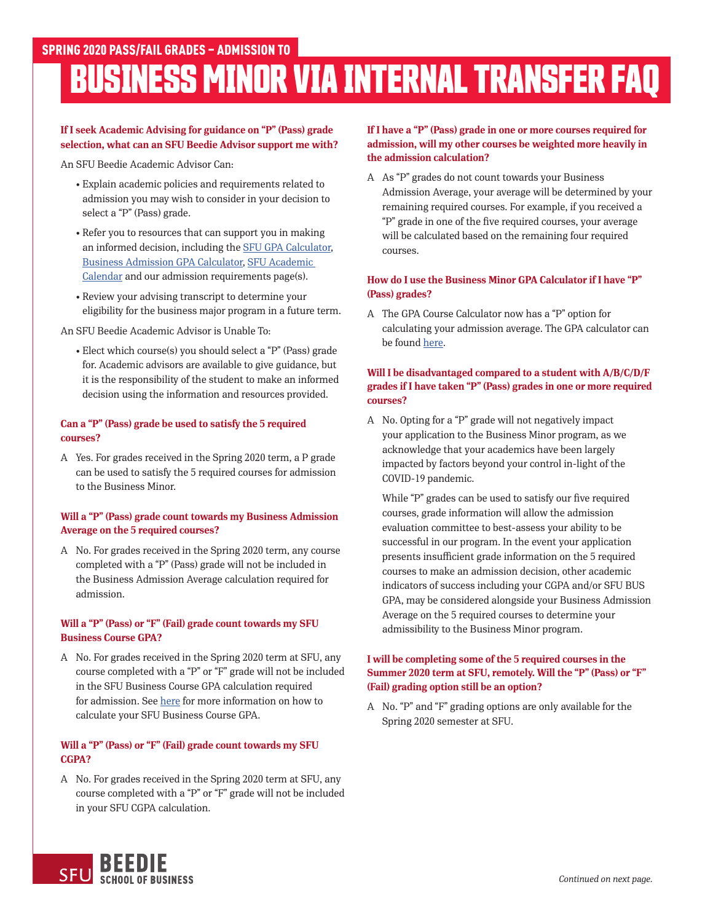## SPRING 2020 PASS/FAIL GRADES – ADMISSION TO

# BUSINESS MINOR VIA INTERNAL TRANSFER FAQ

**If I seek Academic Advising for guidance on "P" (Pass) grade selection, what can an SFU Beedie Advisor support me with?**

An SFU Beedie Academic Advisor Can:

- Explain academic policies and requirements related to admission you may wish to consider in your decision to select a "P" (Pass) grade.
- Refer you to resources that can support you in making an informed decision, including the SFU GPA Calculator, Business Admission GPA Calculator, SFU Academic Calendar and our admission requirements page(s).
- Review your advising transcript to determine your eligibility for the business major program in a future term.

An SFU Beedie Academic Advisor is Unable To:

- Elect which course(s) you should select a "P" (Pass) grade for. Academic advisors are available to give guidance, but it is the responsibility of the student to make an informed decision using the information and resources provided.

**Can a "P" (Pass) grade be used to satisfy the 5 required courses?**

A Yes. For grades received in the Spring 2020 term, a P grade can be used to satisfy the 5 required courses for admission to the Business Minor.

**Will a "P" (Pass) grade count towards my Business Admission Average on the 5 required courses?**

A No. For grades received in the Spring 2020 term, any course completed with a "P" (Pass) grade will not be included in the Business Admission Average calculation required for admission.

**Will a "P" (Pass) or "F" (Fail) grade count towards my SFU Business Course GPA?**

A No. For grades received in the Spring 2020 term at SFU, any course completed with a "P" or "F" grade will not be included in the SFU Business Course GPA calculation required for admission. See here for more information on how to calculate your SFU Business Course GPA.

**Will a "P" (Pass) or "F" (Fail) grade count towards my SFU CGPA?**

A No. For grades received in the Spring 2020 term at SFU, any course completed with a "P" or "F" grade will not be included in your SFU CGPA calculation.

**If I have a "P" (Pass) grade in one or more courses required for admission, will my other courses be weighted more heavily in the admission calculation?**

A As "P" grades do not count towards your Business Admission Average, your average will be determined by your remaining required courses. For example, if you received a "P" grade in one of the five required courses, your average will be calculated based on the remaining four required courses.

**How do I use the Business Minor GPA Calculator if I have "P" (Pass) grades?**

A The GPA Course Calculator now has a "P" option for calculating your admission average. The GPA calculator can be found here.

**Will I be disadvantaged compared to a student with A/B/C/D/F grades if I have taken "P" (Pass) grades in one or more required courses?**

A No. Opting for a "P" grade will not negatively impact your application to the Business Minor program, as we acknowledge that your academics have been largely impacted by factors beyond your control in-light of the COVID-19 pandemic.

While "P" grades can be used to satisfy our five required courses, grade information will allow the admission evaluation committee to best-assess your ability to be successful in our program. In the event your application presents insufficient grade information on the 5 required courses to make an admission decision, other academic indicators of success including your CGPA and/or SFU BUS GPA, may be considered alongside your Business Admission Average on the 5 required courses to determine your admissibility to the Business Minor program.

**I will be completing some of the 5 required courses in the Summer 2020 term at SFU, remotely. Will the "P" (Pass) or "F" (Fail) grading option still be an option?**

A No. "P" and "F" grading options are only available for the Spring 2020 semester at SFU.

*Continued on next page.*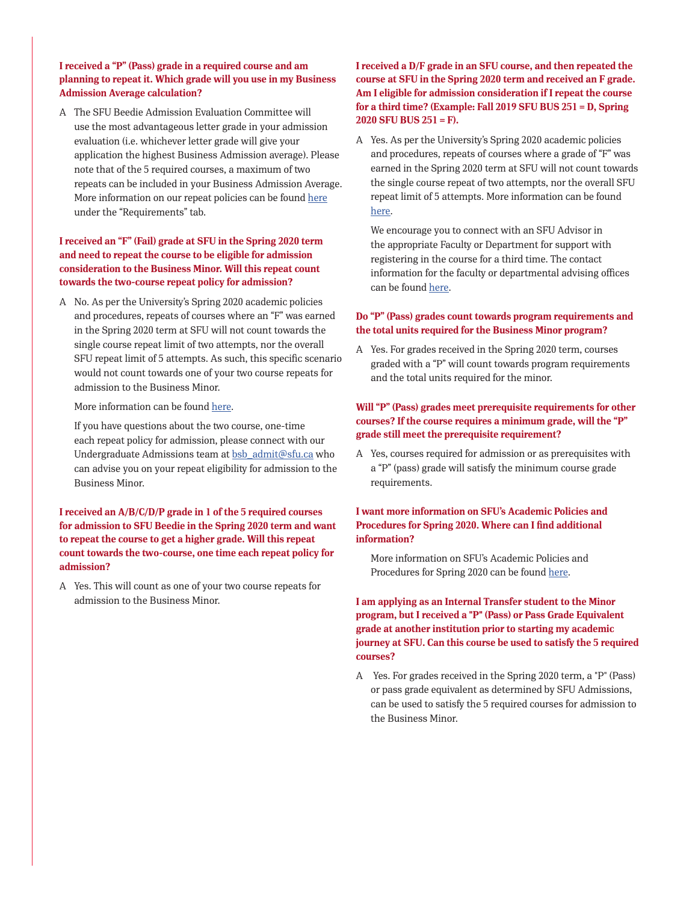**I received a "P" (Pass) grade in a required course and am planning to repeat it. Which grade will you use in my Business Admission Average calculation?**

A The SFU Beedie Admission Evaluation Committee will use the most advantageous letter grade in your admission evaluation (i.e. whichever letter grade will give your application the highest Business Admission average). Please note that of the 5 required courses, a maximum of two repeats can be included in your Business Admission Average. More information on our repeat policies can be found here under the "Requirements" tab.

**I received an "F" (Fail) grade at SFU in the Spring 2020 term and need to repeat the course to be eligible for admission consideration to the Business Minor. Will this repeat count towards the two-course repeat policy for admission?**

A No. As per the University's Spring 2020 academic policies and procedures, repeats of courses where an "F" was earned in the Spring 2020 term at SFU will not count towards the single course repeat limit of two attempts, nor the overall SFU repeat limit of 5 attempts. As such, this specific scenario would not count towards one of your two course repeats for admission to the Business Minor.

More information can be found here.

If you have questions about the two course, one-time each repeat policy for admission, please connect with our Undergraduate Admissions team at bsb_admit@sfu.ca who can advise you on your repeat eligibility for admission to the Business Minor.

**I received an A/B/C/D/P grade in 1 of the 5 required courses for admission to SFU Beedie in the Spring 2020 term and want to repeat the course to get a higher grade. Will this repeat count towards the two-course, one time each repeat policy for admission?**

A Yes. This will count as one of your two course repeats for admission to the Business Minor.

**I received a D/F grade in an SFU course, and then repeated the course at SFU in the Spring 2020 term and received an F grade. Am I eligible for admission consideration if I repeat the course for a third time? (Example: Fall 2019 SFU BUS 251 = D, Spring 2020 SFU BUS 251 = F).**

A Yes. As per the University's Spring 2020 academic policies and procedures, repeats of courses where a grade of "F" was earned in the Spring 2020 term at SFU will not count towards the single course repeat of two attempts, nor the overall SFU repeat limit of 5 attempts. More information can be found here.

We encourage you to connect with an SFU Advisor in the appropriate Faculty or Department for support with registering in the course for a third time. The contact information for the faculty or departmental advising offices can be found here.

**Do "P" (Pass) grades count towards program requirements and the total units required for the Business Minor program?**

A Yes. For grades received in the Spring 2020 term, courses graded with a "P" will count towards program requirements and the total units required for the minor.

**Will "P" (Pass) grades meet prerequisite requirements for other courses? If the course requires a minimum grade, will the "P" grade still meet the prerequisite requirement?**

A Yes, courses required for admission or as prerequisites with a "P" (pass) grade will satisfy the minimum course grade requirements.

**I want more information on SFU's Academic Policies and Procedures for Spring 2020. Where can I find additional information?**

More information on SFU's Academic Policies and Procedures for Spring 2020 can be found here.

**I am applying as an Internal Transfer student to the Minor program, but I received a "P" (Pass) or Pass Grade Equivalent grade at another institution prior to starting my academic journey at SFU. Can this course be used to satisfy the 5 required courses?**

A Yes. For grades received in the Spring 2020 term, a "P" (Pass) or pass grade equivalent as determined by SFU Admissions, can be used to satisfy the 5 required courses for admission to the Business Minor.